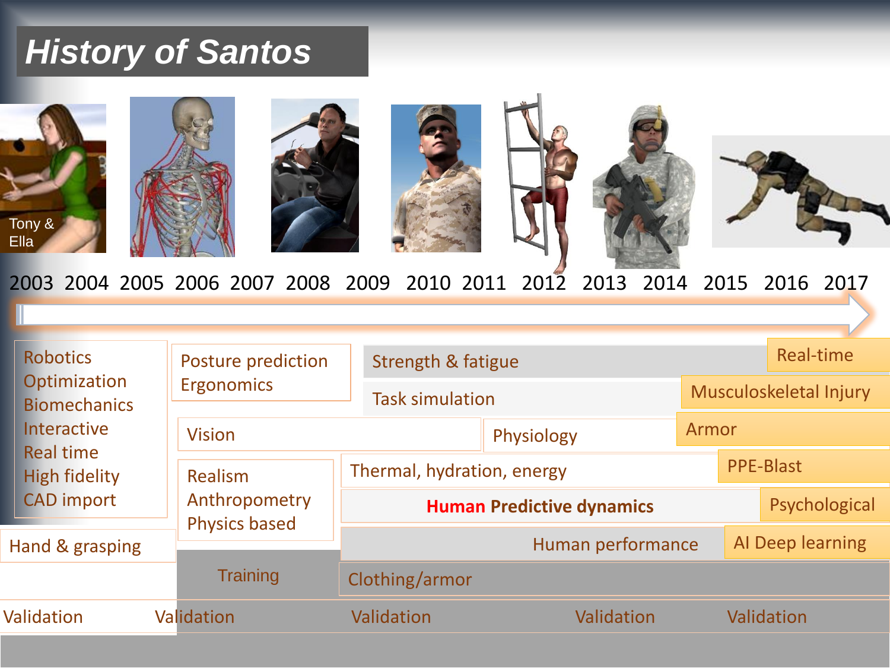# History of Santos

Tony & Ella

2003 2004 2005 2006 2007 2008 2009 2010 2011 2012 2013 2014 2015 2016 2017

- Robotics
- Optimization
- Biomechanics
- Interactive
- Real time
- High fidelity
- CAD import

Hand & grasping

Posture prediction
Ergonomics

Vision

Realism
Anthropometry
Physics based

Training

Strength & fatigue

Task simulation

Physiology

Thermal, hydration, energy

**Human Predictive dynamics**

Human performance

Clothing/armor

Real-time

Musculoskeletal Injury

Armor

PPE-Blast

Psychological

AI Deep learning

Validation Validation Validation Validation Validation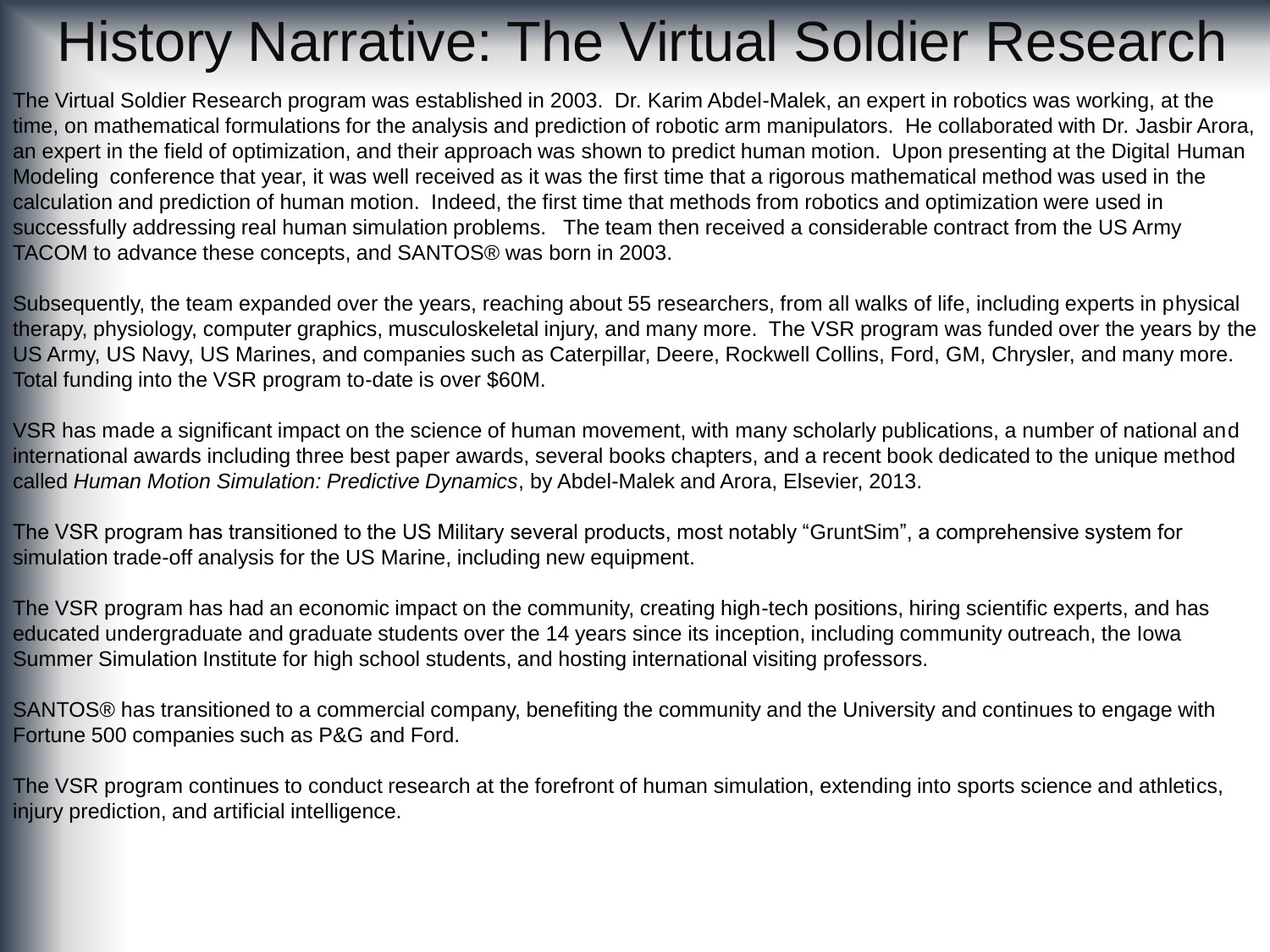# History Narrative: The Virtual Soldier Research

The Virtual Soldier Research program was established in 2003. Dr. Karim Abdel-Malek, an expert in robotics was working, at the time, on mathematical formulations for the analysis and prediction of robotic arm manipulators. He collaborated with Dr. Jasbir Arora, an expert in the field of optimization, and their approach was shown to predict human motion. Upon presenting at the Digital Human Modeling conference that year, it was well received as it was the first time that a rigorous mathematical method was used in the calculation and prediction of human motion. Indeed, the first time that methods from robotics and optimization were used in successfully addressing real human simulation problems. The team then received a considerable contract from the US Army TACOM to advance these concepts, and SANTOS® was born in 2003.

Subsequently, the team expanded over the years, reaching about 55 researchers, from all walks of life, including experts in physical therapy, physiology, computer graphics, musculoskeletal injury, and many more. The VSR program was funded over the years by the US Army, US Navy, US Marines, and companies such as Caterpillar, Deere, Rockwell Collins, Ford, GM, Chrysler, and many more. Total funding into the VSR program to-date is over $60M.

VSR has made a significant impact on the science of human movement, with many scholarly publications, a number of national and international awards including three best paper awards, several books chapters, and a recent book dedicated to the unique method called *Human Motion Simulation: Predictive Dynamics*, by Abdel-Malek and Arora, Elsevier, 2013.

The VSR program has transitioned to the US Military several products, most notably “GruntSim”, a comprehensive system for simulation trade-off analysis for the US Marine, including new equipment.

The VSR program has had an economic impact on the community, creating high-tech positions, hiring scientific experts, and has educated undergraduate and graduate students over the 14 years since its inception, including community outreach, the Iowa Summer Simulation Institute for high school students, and hosting international visiting professors.

SANTOS® has transitioned to a commercial company, benefiting the community and the University and continues to engage with Fortune 500 companies such as P&G and Ford.

The VSR program continues to conduct research at the forefront of human simulation, extending into sports science and athletics, injury prediction, and artificial intelligence.